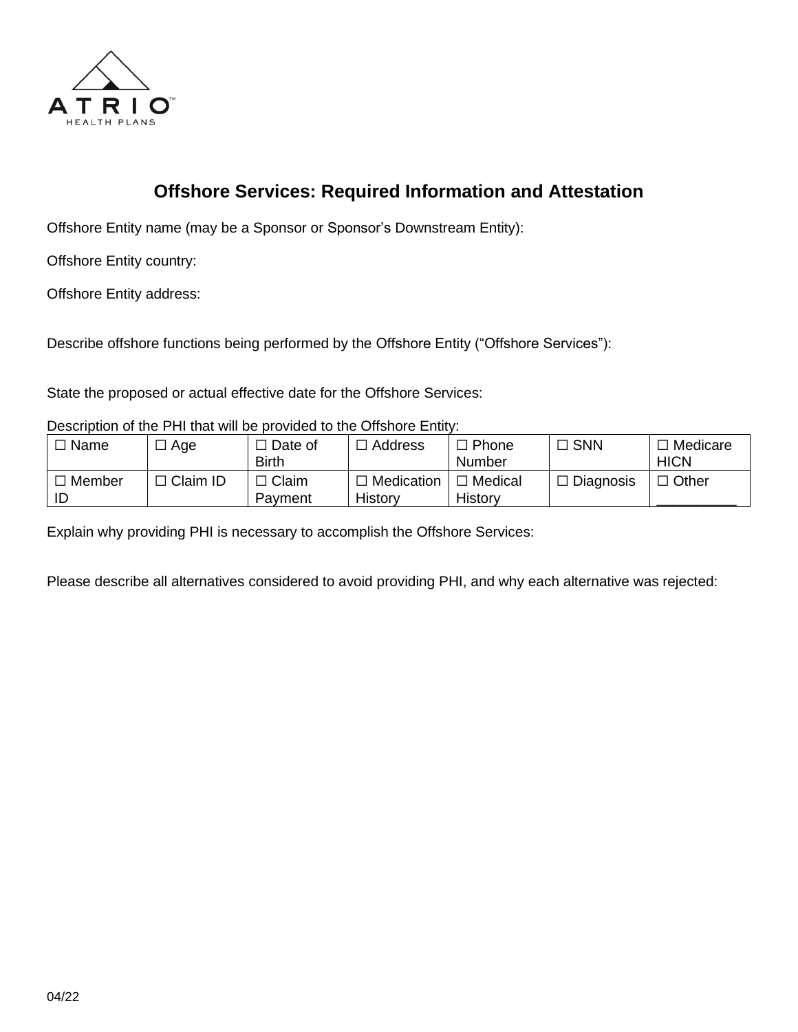ATRIO HEALTH PLANS

## Offshore Services: Required Information and Attestation

Offshore Entity name (may be a Sponsor or Sponsor's Downstream Entity):

Offshore Entity country:

Offshore Entity address:

Describe offshore functions being performed by the Offshore Entity ("Offshore Services"):

State the proposed or actual effective date for the Offshore Services:

Description of the PHI that will be provided to the Offshore Entity:

| | | | | | | |
|---|---|---|---|---|---|---|
| ☐ Name | ☐ Age | ☐ Date of Birth | ☐ Address | ☐ Phone Number | ☐ SNN | ☐ Medicare HICN |
| ☐ Member ID | ☐ Claim ID | ☐ Claim Payment | ☐ Medication History | ☐ Medical History | ☐ Diagnosis | ☐ Other __________ |

Explain why providing PHI is necessary to accomplish the Offshore Services:

Please describe all alternatives considered to avoid providing PHI, and why each alternative was rejected:

04/22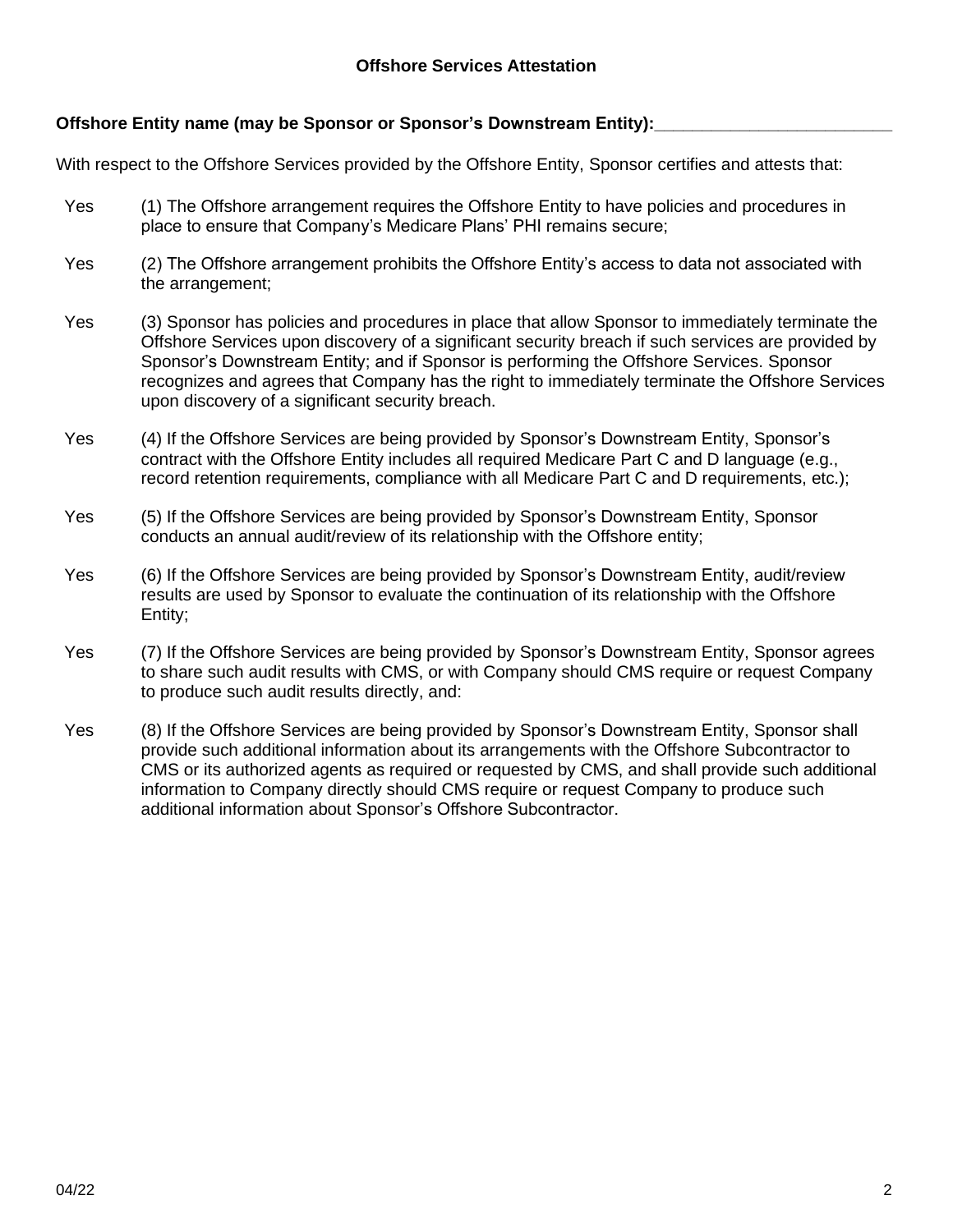**Offshore Services Attestation**

**Offshore Entity name (may be Sponsor or Sponsor's Downstream Entity):________________________**

With respect to the Offshore Services provided by the Offshore Entity, Sponsor certifies and attests that:

Yes (1) The Offshore arrangement requires the Offshore Entity to have policies and procedures in place to ensure that Company's Medicare Plans' PHI remains secure;

Yes (2) The Offshore arrangement prohibits the Offshore Entity's access to data not associated with the arrangement;

Yes (3) Sponsor has policies and procedures in place that allow Sponsor to immediately terminate the Offshore Services upon discovery of a significant security breach if such services are provided by Sponsor's Downstream Entity; and if Sponsor is performing the Offshore Services. Sponsor recognizes and agrees that Company has the right to immediately terminate the Offshore Services upon discovery of a significant security breach.

Yes (4) If the Offshore Services are being provided by Sponsor's Downstream Entity, Sponsor's contract with the Offshore Entity includes all required Medicare Part C and D language (e.g., record retention requirements, compliance with all Medicare Part C and D requirements, etc.);

Yes (5) If the Offshore Services are being provided by Sponsor's Downstream Entity, Sponsor conducts an annual audit/review of its relationship with the Offshore entity;

Yes (6) If the Offshore Services are being provided by Sponsor's Downstream Entity, audit/review results are used by Sponsor to evaluate the continuation of its relationship with the Offshore Entity;

Yes (7) If the Offshore Services are being provided by Sponsor's Downstream Entity, Sponsor agrees to share such audit results with CMS, or with Company should CMS require or request Company to produce such audit results directly, and:

Yes (8) If the Offshore Services are being provided by Sponsor's Downstream Entity, Sponsor shall provide such additional information about its arrangements with the Offshore Subcontractor to CMS or its authorized agents as required or requested by CMS, and shall provide such additional information to Company directly should CMS require or request Company to produce such additional information about Sponsor's Offshore Subcontractor.

04/22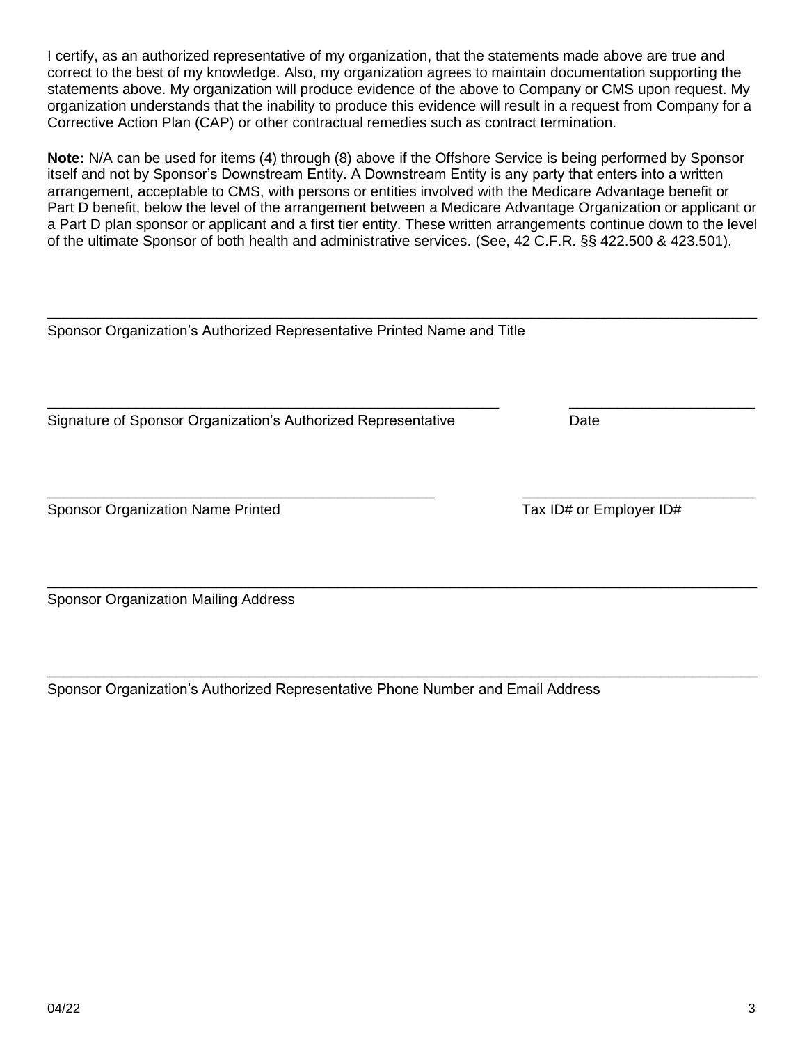I certify, as an authorized representative of my organization, that the statements made above are true and correct to the best of my knowledge. Also, my organization agrees to maintain documentation supporting the statements above. My organization will produce evidence of the above to Company or CMS upon request. My organization understands that the inability to produce this evidence will result in a request from Company for a Corrective Action Plan (CAP) or other contractual remedies such as contract termination.

**Note:** N/A can be used for items (4) through (8) above if the Offshore Service is being performed by Sponsor itself and not by Sponsor's Downstream Entity. A Downstream Entity is any party that enters into a written arrangement, acceptable to CMS, with persons or entities involved with the Medicare Advantage benefit or Part D benefit, below the level of the arrangement between a Medicare Advantage Organization or applicant or a Part D plan sponsor or applicant and a first tier entity. These written arrangements continue down to the level of the ultimate Sponsor of both health and administrative services. (See, 42 C.F.R. §§ 422.500 & 423.501).

\_\_\_\_\_\_\_\_\_\_\_\_\_\_\_\_\_\_\_\_\_\_\_\_\_\_\_\_\_\_\_\_\_\_\_\_\_\_\_\_\_\_\_\_\_\_\_\_\_\_\_\_\_\_\_\_\_\_\_\_\_\_\_\_\_\_\_\_\_\_\_\_

Sponsor Organization's Authorized Representative Printed Name and Title

\_\_\_\_\_\_\_\_\_\_\_\_\_\_\_\_\_\_\_\_\_\_\_\_\_\_\_\_\_\_\_\_\_\_\_\_\_\_\_\_\_\_\_\_\_\_ \_\_\_\_\_\_\_\_\_\_\_\_\_\_\_\_\_\_\_\_

Signature of Sponsor Organization's Authorized Representative Date

\_\_\_\_\_\_\_\_\_\_\_\_\_\_\_\_\_\_\_\_\_\_\_\_\_\_\_\_\_\_\_\_\_\_\_\_\_\_\_\_ \_\_\_\_\_\_\_\_\_\_\_\_\_\_\_\_\_\_\_\_\_\_\_\_

Sponsor Organization Name Printed Tax ID# or Employer ID#

\_\_\_\_\_\_\_\_\_\_\_\_\_\_\_\_\_\_\_\_\_\_\_\_\_\_\_\_\_\_\_\_\_\_\_\_\_\_\_\_\_\_\_\_\_\_\_\_\_\_\_\_\_\_\_\_\_\_\_\_\_\_\_\_\_\_\_\_\_\_\_\_

Sponsor Organization Mailing Address

\_\_\_\_\_\_\_\_\_\_\_\_\_\_\_\_\_\_\_\_\_\_\_\_\_\_\_\_\_\_\_\_\_\_\_\_\_\_\_\_\_\_\_\_\_\_\_\_\_\_\_\_\_\_\_\_\_\_\_\_\_\_\_\_\_\_\_\_\_\_\_\_

Sponsor Organization's Authorized Representative Phone Number and Email Address

04/22